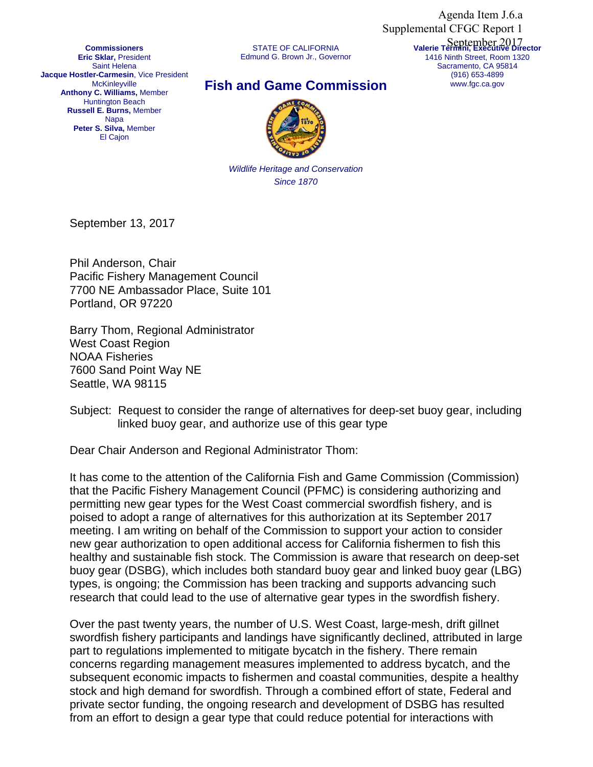Agenda Item J.6.a
Supplemental CFGC Report 1
September 2017

**Commissioners**
**Eric Sklar,** President
Saint Helena
**Jacque Hostler-Carmesin**, Vice President
McKinleyville
**Anthony C. Williams,** Member
Huntington Beach
**Russell E. Burns,** Member
Napa
**Peter S. Silva,** Member
El Cajon

STATE OF CALIFORNIA
Edmund G. Brown Jr., Governor

# Fish and Game Commission

*Wildlife Heritage and Conservation*
*Since 1870*

**Valerie Termini, Executive Director**
1416 Ninth Street, Room 1320
Sacramento, CA 95814
(916) 653-4899
www.fgc.ca.gov

September 13, 2017

Phil Anderson, Chair
Pacific Fishery Management Council
7700 NE Ambassador Place, Suite 101
Portland, OR 97220

Barry Thom, Regional Administrator
West Coast Region
NOAA Fisheries
7600 Sand Point Way NE
Seattle, WA 98115

Subject: Request to consider the range of alternatives for deep-set buoy gear, including linked buoy gear, and authorize use of this gear type

Dear Chair Anderson and Regional Administrator Thom:

It has come to the attention of the California Fish and Game Commission (Commission) that the Pacific Fishery Management Council (PFMC) is considering authorizing and permitting new gear types for the West Coast commercial swordfish fishery, and is poised to adopt a range of alternatives for this authorization at its September 2017 meeting. I am writing on behalf of the Commission to support your action to consider new gear authorization to open additional access for California fishermen to fish this healthy and sustainable fish stock. The Commission is aware that research on deep-set buoy gear (DSBG), which includes both standard buoy gear and linked buoy gear (LBG) types, is ongoing; the Commission has been tracking and supports advancing such research that could lead to the use of alternative gear types in the swordfish fishery.

Over the past twenty years, the number of U.S. West Coast, large-mesh, drift gillnet swordfish fishery participants and landings have significantly declined, attributed in large part to regulations implemented to mitigate bycatch in the fishery. There remain concerns regarding management measures implemented to address bycatch, and the subsequent economic impacts to fishermen and coastal communities, despite a healthy stock and high demand for swordfish. Through a combined effort of state, Federal and private sector funding, the ongoing research and development of DSBG has resulted from an effort to design a gear type that could reduce potential for interactions with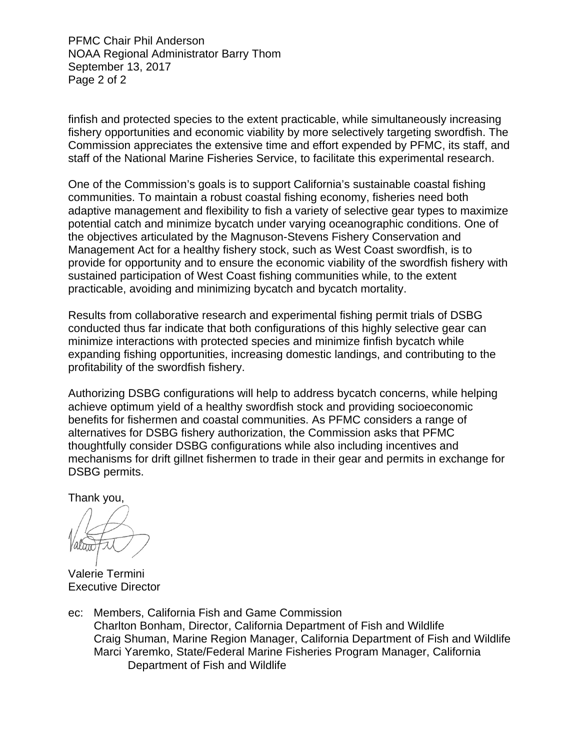finfish and protected species to the extent practicable, while simultaneously increasing fishery opportunities and economic viability by more selectively targeting swordfish. The Commission appreciates the extensive time and effort expended by PFMC, its staff, and staff of the National Marine Fisheries Service, to facilitate this experimental research.

One of the Commission's goals is to support California's sustainable coastal fishing communities. To maintain a robust coastal fishing economy, fisheries need both adaptive management and flexibility to fish a variety of selective gear types to maximize potential catch and minimize bycatch under varying oceanographic conditions. One of the objectives articulated by the Magnuson-Stevens Fishery Conservation and Management Act for a healthy fishery stock, such as West Coast swordfish, is to provide for opportunity and to ensure the economic viability of the swordfish fishery with sustained participation of West Coast fishing communities while, to the extent practicable, avoiding and minimizing bycatch and bycatch mortality.

Results from collaborative research and experimental fishing permit trials of DSBG conducted thus far indicate that both configurations of this highly selective gear can minimize interactions with protected species and minimize finfish bycatch while expanding fishing opportunities, increasing domestic landings, and contributing to the profitability of the swordfish fishery.

Authorizing DSBG configurations will help to address bycatch concerns, while helping achieve optimum yield of a healthy swordfish stock and providing socioeconomic benefits for fishermen and coastal communities. As PFMC considers a range of alternatives for DSBG fishery authorization, the Commission asks that PFMC thoughtfully consider DSBG configurations while also including incentives and mechanisms for drift gillnet fishermen to trade in their gear and permits in exchange for DSBG permits.

Thank you,

Valerie Termini
Executive Director

ec: Members, California Fish and Game Commission
Charlton Bonham, Director, California Department of Fish and Wildlife
Craig Shuman, Marine Region Manager, California Department of Fish and Wildlife
Marci Yaremko, State/Federal Marine Fisheries Program Manager, California Department of Fish and Wildlife